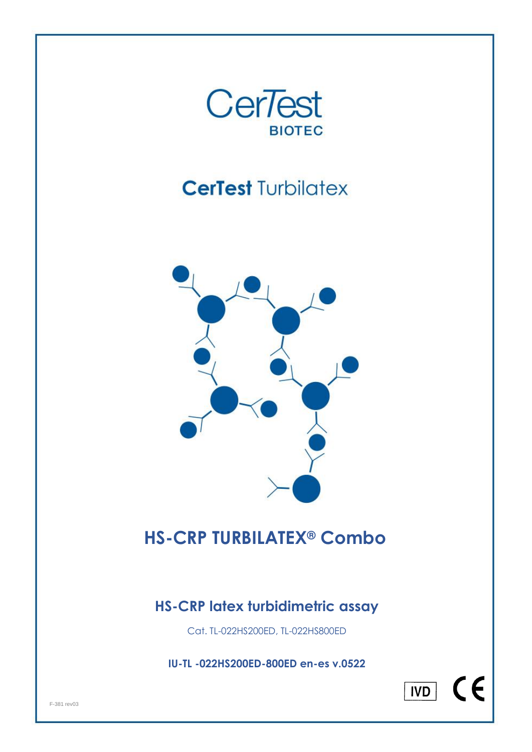CerTest

BIOTEC

**CerTest** Turbilatex

# HS-CRP TURBILATEX® Combo

## HS-CRP latex turbidimetric assay

Cat. TL-022HS200ED, TL-022HS800ED

**IU-TL -022HS200ED-800ED en-es v.0522**

IVD CE

F-381 rev03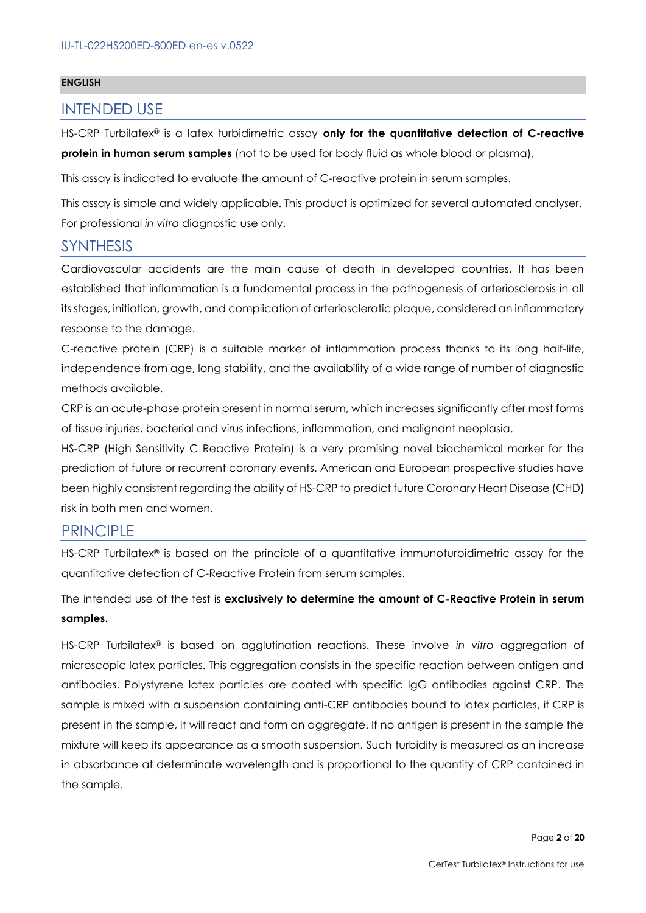**ENGLISH**

## INTENDED USE

HS-CRP Turbilatex® is a latex turbidimetric assay **only for the quantitative detection of C-reactive protein in human serum samples** (not to be used for body fluid as whole blood or plasma).

This assay is indicated to evaluate the amount of C-reactive protein in serum samples.

This assay is simple and widely applicable. This product is optimized for several automated analyser. For professional *in vitro* diagnostic use only.

## SYNTHESIS

Cardiovascular accidents are the main cause of death in developed countries. It has been established that inflammation is a fundamental process in the pathogenesis of arteriosclerosis in all its stages, initiation, growth, and complication of arteriosclerotic plaque, considered an inflammatory response to the damage.

C-reactive protein (CRP) is a suitable marker of inflammation process thanks to its long half-life, independence from age, long stability, and the availability of a wide range of number of diagnostic methods available.

CRP is an acute-phase protein present in normal serum, which increases significantly after most forms of tissue injuries, bacterial and virus infections, inflammation, and malignant neoplasia.

HS-CRP (High Sensitivity C Reactive Protein) is a very promising novel biochemical marker for the prediction of future or recurrent coronary events. American and European prospective studies have been highly consistent regarding the ability of HS-CRP to predict future Coronary Heart Disease (CHD) risk in both men and women.

## PRINCIPLE

HS-CRP Turbilatex® is based on the principle of a quantitative immunoturbidimetric assay for the quantitative detection of C-Reactive Protein from serum samples.

The intended use of the test is **exclusively to determine the amount of C-Reactive Protein in serum samples.**

HS-CRP Turbilatex® is based on agglutination reactions. These involve *in vitro* aggregation of microscopic latex particles. This aggregation consists in the specific reaction between antigen and antibodies. Polystyrene latex particles are coated with specific IgG antibodies against CRP. The sample is mixed with a suspension containing anti-CRP antibodies bound to latex particles, if CRP is present in the sample, it will react and form an aggregate. If no antigen is present in the sample the mixture will keep its appearance as a smooth suspension. Such turbidity is measured as an increase in absorbance at determinate wavelength and is proportional to the quantity of CRP contained in the sample.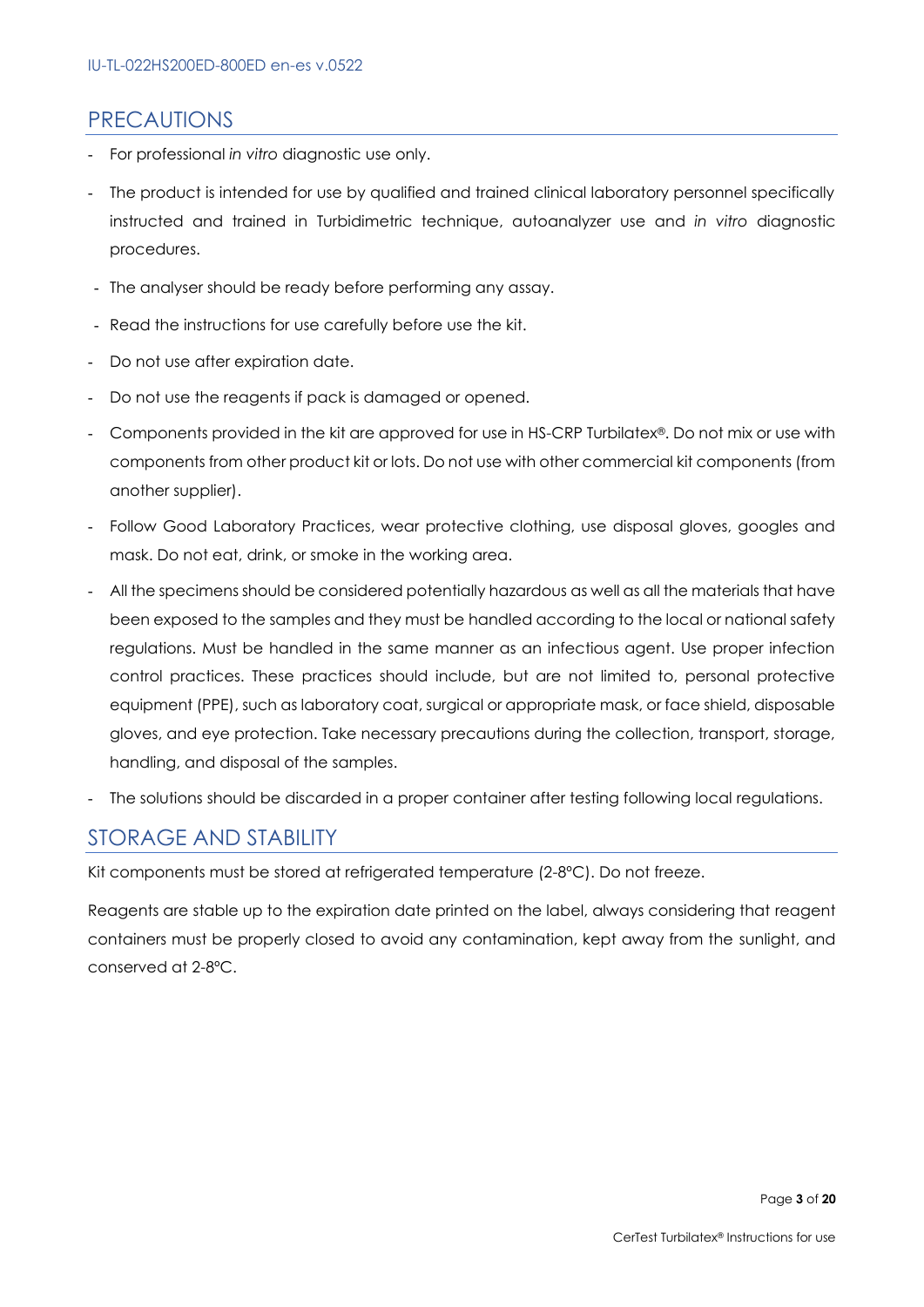## PRECAUTIONS

- For professional *in vitro* diagnostic use only.
- The product is intended for use by qualified and trained clinical laboratory personnel specifically instructed and trained in Turbidimetric technique, autoanalyzer use and *in vitro* diagnostic procedures.
- The analyser should be ready before performing any assay.
- Read the instructions for use carefully before use the kit.
- Do not use after expiration date.
- Do not use the reagents if pack is damaged or opened.
- Components provided in the kit are approved for use in HS-CRP Turbilatex®. Do not mix or use with components from other product kit or lots. Do not use with other commercial kit components (from another supplier).
- Follow Good Laboratory Practices, wear protective clothing, use disposal gloves, googles and mask. Do not eat, drink, or smoke in the working area.
- All the specimens should be considered potentially hazardous as well as all the materials that have been exposed to the samples and they must be handled according to the local or national safety regulations. Must be handled in the same manner as an infectious agent. Use proper infection control practices. These practices should include, but are not limited to, personal protective equipment (PPE), such as laboratory coat, surgical or appropriate mask, or face shield, disposable gloves, and eye protection. Take necessary precautions during the collection, transport, storage, handling, and disposal of the samples.
- The solutions should be discarded in a proper container after testing following local regulations.

## STORAGE AND STABILITY

Kit components must be stored at refrigerated temperature (2-8ºC). Do not freeze.

Reagents are stable up to the expiration date printed on the label, always considering that reagent containers must be properly closed to avoid any contamination, kept away from the sunlight, and conserved at 2-8ºC.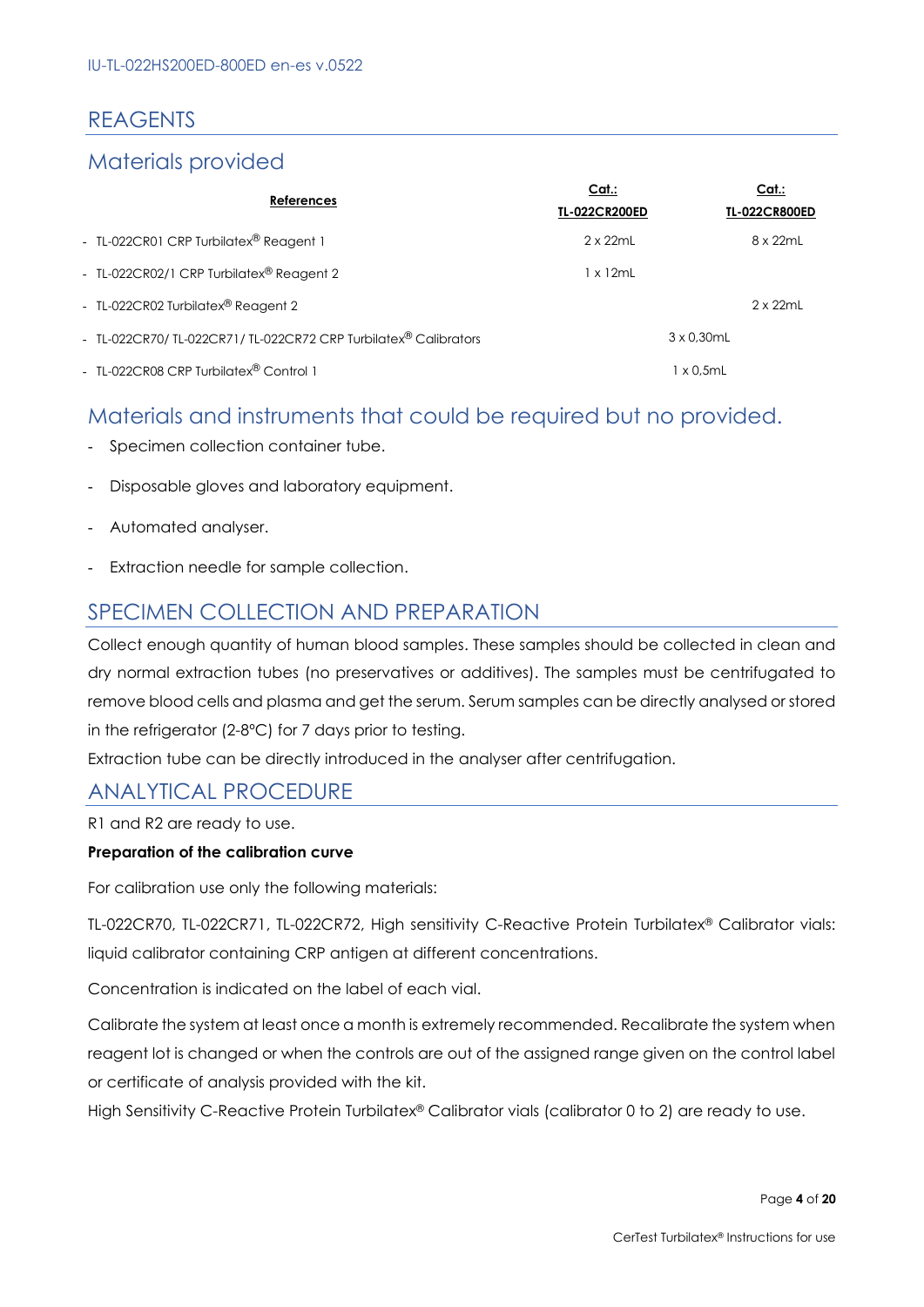# REAGENTS

## Materials provided

| References | Cat.: TL-022CR200ED | Cat.: TL-022CR800ED |
|---|---|---|
| - TL-022CR01 CRP Turbilatex® Reagent 1 | 2 x 22mL | 8 x 22mL |
| - TL-022CR02/1 CRP Turbilatex® Reagent 2 | 1 x 12mL | |
| - TL-022CR02 Turbilatex® Reagent 2 | | 2 x 22mL |
| - TL-022CR70/ TL-022CR71/ TL-022CR72 CRP Turbilatex® Calibrators | 3 x 0,30mL | 3 x 0,30mL |
| - TL-022CR08 CRP Turbilatex® Control 1 | 1 x 0,5mL | 1 x 0,5mL |

## Materials and instruments that could be required but no provided.

- Specimen collection container tube.
- Disposable gloves and laboratory equipment.
- Automated analyser.
- Extraction needle for sample collection.

# SPECIMEN COLLECTION AND PREPARATION

Collect enough quantity of human blood samples. These samples should be collected in clean and dry normal extraction tubes (no preservatives or additives). The samples must be centrifugated to remove blood cells and plasma and get the serum. Serum samples can be directly analysed or stored in the refrigerator (2-8ºC) for 7 days prior to testing.

Extraction tube can be directly introduced in the analyser after centrifugation.

# ANALYTICAL PROCEDURE

R1 and R2 are ready to use.

**Preparation of the calibration curve**

For calibration use only the following materials:

TL-022CR70, TL-022CR71, TL-022CR72, High sensitivity C-Reactive Protein Turbilatex® Calibrator vials: liquid calibrator containing CRP antigen at different concentrations.

Concentration is indicated on the label of each vial.

Calibrate the system at least once a month is extremely recommended. Recalibrate the system when reagent lot is changed or when the controls are out of the assigned range given on the control label or certificate of analysis provided with the kit.

High Sensitivity C-Reactive Protein Turbilatex® Calibrator vials (calibrator 0 to 2) are ready to use.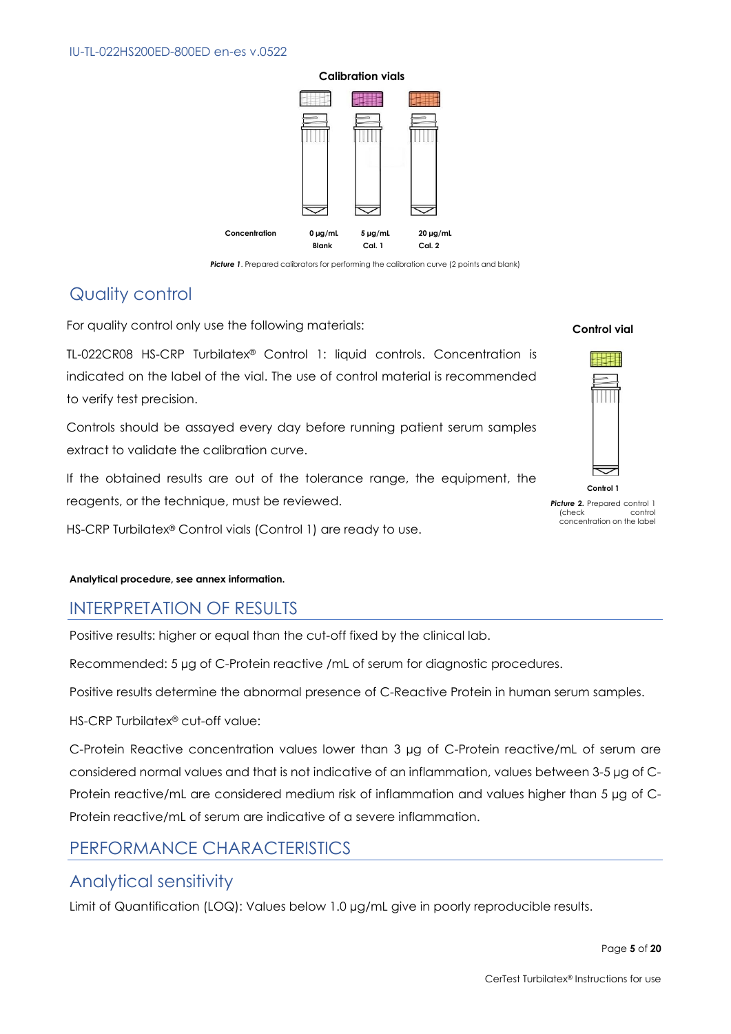**Calibration vials**

| Concentration | 0 µg/mL | 5 µg/mL | 20 µg/mL |
| --- | --- | --- | --- |
| | Blank | Cal. 1 | Cal. 2 |

***Picture 1***. Prepared calibrators for performing the calibration curve (2 points and blank)

## Quality control

For quality control only use the following materials:

TL-022CR08 HS-CRP Turbilatex® Control 1: liquid controls. Concentration is indicated on the label of the vial. The use of control material is recommended to verify test precision.

Controls should be assayed every day before running patient serum samples extract to validate the calibration curve.

If the obtained results are out of the tolerance range, the equipment, the reagents, or the technique, must be reviewed.

HS-CRP Turbilatex® Control vials (Control 1) are ready to use.

**Control vial**

Control 1

***Picture 2.*** Prepared control 1 (check control concentration on the label

**Analytical procedure, see annex information.**

# INTERPRETATION OF RESULTS

Positive results: higher or equal than the cut-off fixed by the clinical lab.

Recommended: 5 µg of C-Protein reactive /mL of serum for diagnostic procedures.

Positive results determine the abnormal presence of C-Reactive Protein in human serum samples.

HS-CRP Turbilatex® cut-off value:

C-Protein Reactive concentration values lower than 3 µg of C-Protein reactive/mL of serum are considered normal values and that is not indicative of an inflammation, values between 3-5 µg of C-Protein reactive/mL are considered medium risk of inflammation and values higher than 5 µg of C-Protein reactive/mL of serum are indicative of a severe inflammation.

# PERFORMANCE CHARACTERISTICS

## Analytical sensitivity

Limit of Quantification (LOQ): Values below 1.0 µg/mL give in poorly reproducible results.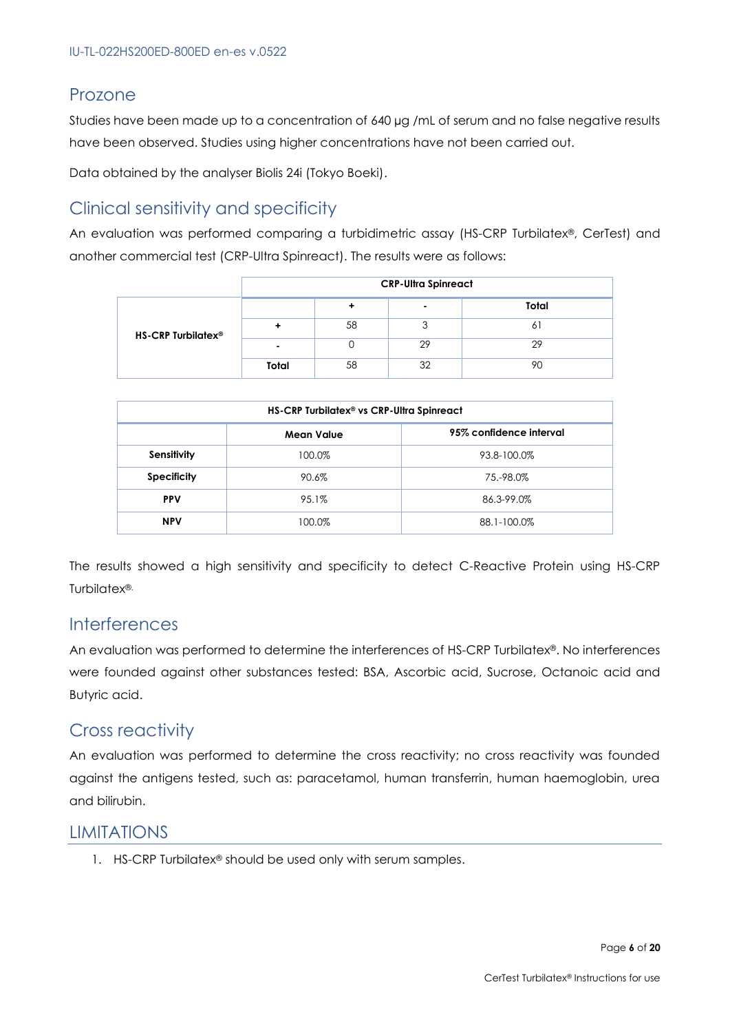## Prozone

Studies have been made up to a concentration of 640 µg /mL of serum and no false negative results have been observed. Studies using higher concentrations have not been carried out.

Data obtained by the analyser Biolis 24i (Tokyo Boeki).

## Clinical sensitivity and specificity

An evaluation was performed comparing a turbidimetric assay (HS-CRP Turbilatex®, CerTest) and another commercial test (CRP-Ultra Spinreact). The results were as follows:

| | | CRP-Ultra Spinreact | | |
|---|---|---|---|---|
| | | + | - | Total |
| HS-CRP Turbilatex® | + | 58 | 3 | 61 |
| | - | 0 | 29 | 29 |
| | Total | 58 | 32 | 90 |

| HS-CRP Turbilatex® vs CRP-Ultra Spinreact | | |
|---|---|---|
| | Mean Value | 95% confidence interval |
| Sensitivity | 100.0% | 93.8-100.0% |
| Specificity | 90.6% | 75.-98.0% |
| PPV | 95.1% | 86.3-99.0% |
| NPV | 100.0% | 88.1-100.0% |

The results showed a high sensitivity and specificity to detect C-Reactive Protein using HS-CRP Turbilatex®.

## Interferences

An evaluation was performed to determine the interferences of HS-CRP Turbilatex®. No interferences were founded against other substances tested: BSA, Ascorbic acid, Sucrose, Octanoic acid and Butyric acid.

## Cross reactivity

An evaluation was performed to determine the cross reactivity; no cross reactivity was founded against the antigens tested, such as: paracetamol, human transferrin, human haemoglobin, urea and bilirubin.

## LIMITATIONS

1. HS-CRP Turbilatex® should be used only with serum samples.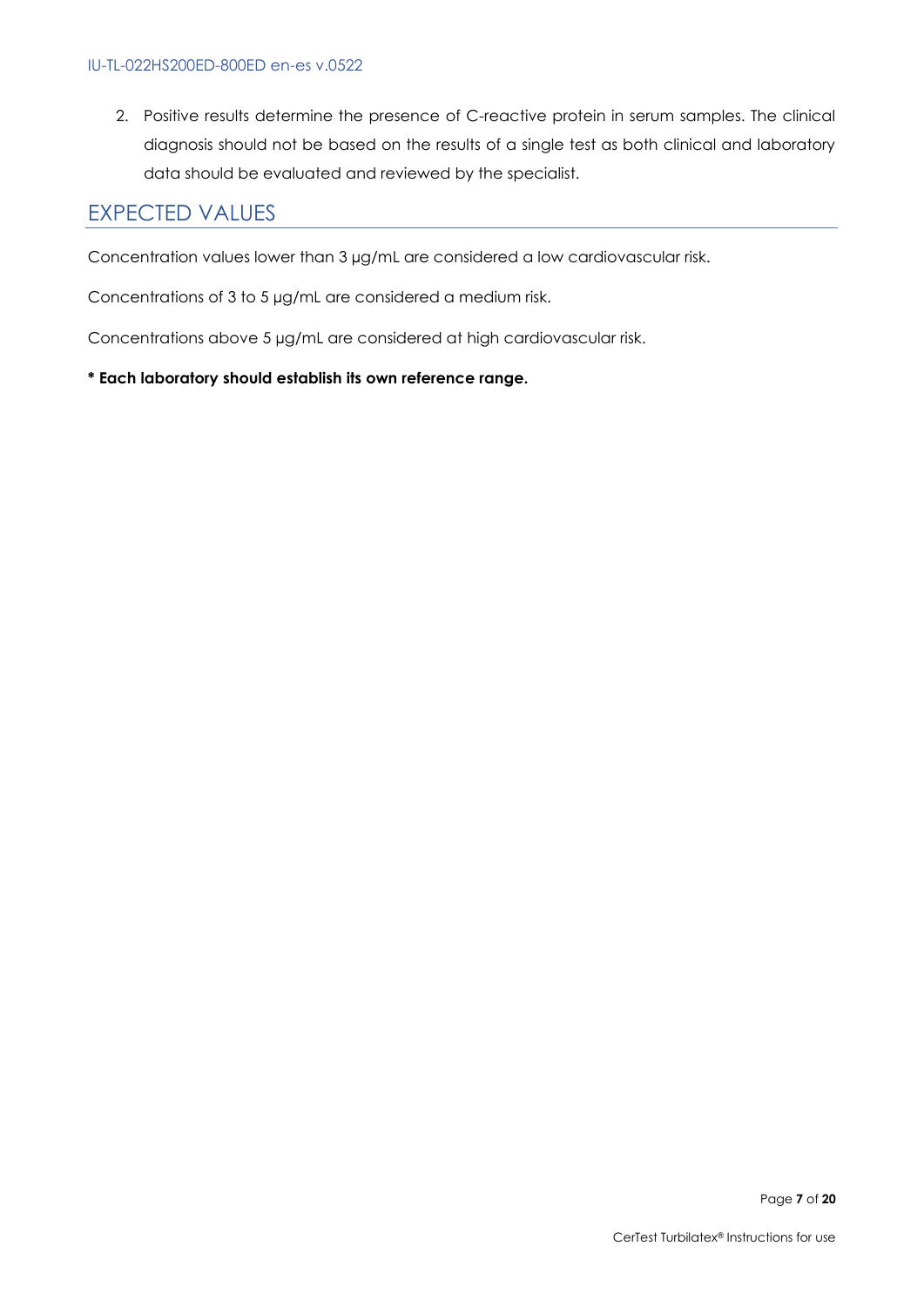2. Positive results determine the presence of C-reactive protein in serum samples. The clinical diagnosis should not be based on the results of a single test as both clinical and laboratory data should be evaluated and reviewed by the specialist.

## EXPECTED VALUES

Concentration values lower than 3 µg/mL are considered a low cardiovascular risk.

Concentrations of 3 to 5 µg/mL are considered a medium risk.

Concentrations above 5 µg/mL are considered at high cardiovascular risk.

**\* Each laboratory should establish its own reference range.**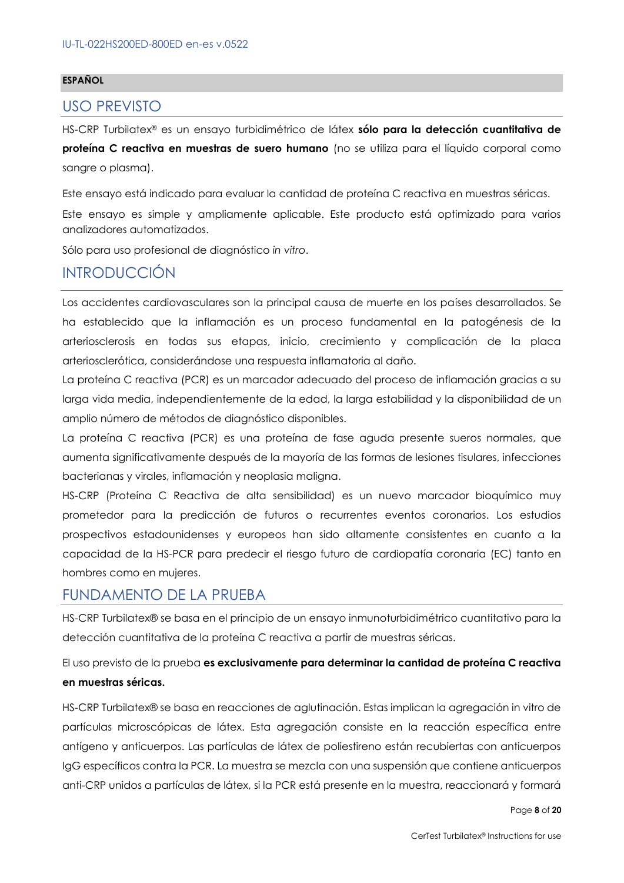**ESPAÑOL**

## USO PREVISTO

HS-CRP Turbilatex® es un ensayo turbidimétrico de látex **sólo para la detección cuantitativa de proteína C reactiva en muestras de suero humano** (no se utiliza para el líquido corporal como sangre o plasma).

Este ensayo está indicado para evaluar la cantidad de proteína C reactiva en muestras séricas.

Este ensayo es simple y ampliamente aplicable. Este producto está optimizado para varios analizadores automatizados.

Sólo para uso profesional de diagnóstico *in vitro*.

## INTRODUCCIÓN

Los accidentes cardiovasculares son la principal causa de muerte en los países desarrollados. Se ha establecido que la inflamación es un proceso fundamental en la patogénesis de la arteriosclerosis en todas sus etapas, inicio, crecimiento y complicación de la placa arteriosclerótica, considerándose una respuesta inflamatoria al daño.

La proteína C reactiva (PCR) es un marcador adecuado del proceso de inflamación gracias a su larga vida media, independientemente de la edad, la larga estabilidad y la disponibilidad de un amplio número de métodos de diagnóstico disponibles.

La proteína C reactiva (PCR) es una proteína de fase aguda presente sueros normales, que aumenta significativamente después de la mayoría de las formas de lesiones tisulares, infecciones bacterianas y virales, inflamación y neoplasia maligna.

HS-CRP (Proteína C Reactiva de alta sensibilidad) es un nuevo marcador bioquímico muy prometedor para la predicción de futuros o recurrentes eventos coronarios. Los estudios prospectivos estadounidenses y europeos han sido altamente consistentes en cuanto a la capacidad de la HS-PCR para predecir el riesgo futuro de cardiopatía coronaria (EC) tanto en hombres como en mujeres.

## FUNDAMENTO DE LA PRUEBA

HS-CRP Turbilatex® se basa en el principio de un ensayo inmunoturbidimétrico cuantitativo para la detección cuantitativa de la proteína C reactiva a partir de muestras séricas.

El uso previsto de la prueba **es exclusivamente para determinar la cantidad de proteína C reactiva en muestras séricas.**

HS-CRP Turbilatex® se basa en reacciones de aglutinación. Estas implican la agregación in vitro de partículas microscópicas de látex. Esta agregación consiste en la reacción específica entre antígeno y anticuerpos. Las partículas de látex de poliestireno están recubiertas con anticuerpos IgG específicos contra la PCR. La muestra se mezcla con una suspensión que contiene anticuerpos anti-CRP unidos a partículas de látex, si la PCR está presente en la muestra, reaccionará y formará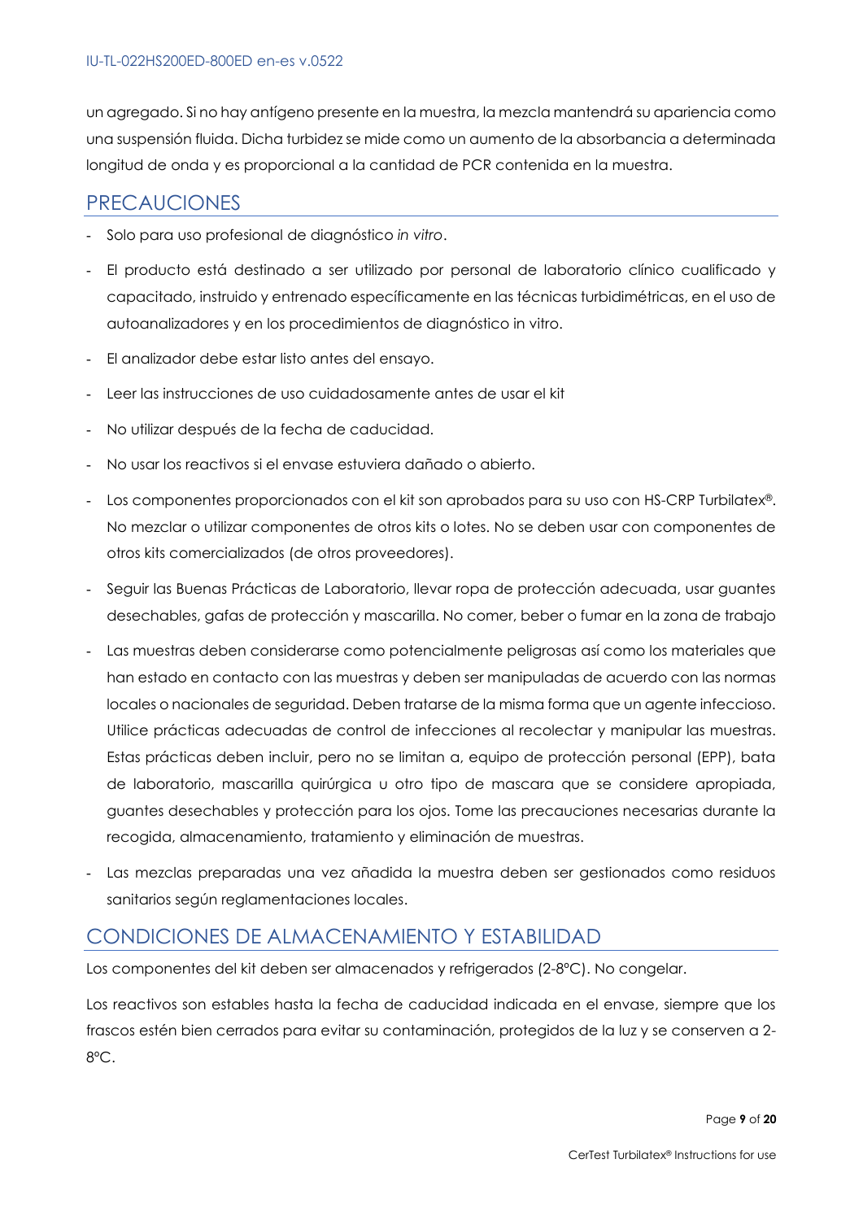un agregado. Si no hay antígeno presente en la muestra, la mezcla mantendrá su apariencia como una suspensión fluida. Dicha turbidez se mide como un aumento de la absorbancia a determinada longitud de onda y es proporcional a la cantidad de PCR contenida en la muestra.

## PRECAUCIONES

- Solo para uso profesional de diagnóstico *in vitro*.
- El producto está destinado a ser utilizado por personal de laboratorio clínico cualificado y capacitado, instruido y entrenado específicamente en las técnicas turbidimétricas, en el uso de autoanalizadores y en los procedimientos de diagnóstico in vitro.
- El analizador debe estar listo antes del ensayo.
- Leer las instrucciones de uso cuidadosamente antes de usar el kit
- No utilizar después de la fecha de caducidad.
- No usar los reactivos si el envase estuviera dañado o abierto.
- Los componentes proporcionados con el kit son aprobados para su uso con HS-CRP Turbilatex®. No mezclar o utilizar componentes de otros kits o lotes. No se deben usar con componentes de otros kits comercializados (de otros proveedores).
- Seguir las Buenas Prácticas de Laboratorio, llevar ropa de protección adecuada, usar guantes desechables, gafas de protección y mascarilla. No comer, beber o fumar en la zona de trabajo
- Las muestras deben considerarse como potencialmente peligrosas así como los materiales que han estado en contacto con las muestras y deben ser manipuladas de acuerdo con las normas locales o nacionales de seguridad. Deben tratarse de la misma forma que un agente infeccioso. Utilice prácticas adecuadas de control de infecciones al recolectar y manipular las muestras. Estas prácticas deben incluir, pero no se limitan a, equipo de protección personal (EPP), bata de laboratorio, mascarilla quirúrgica u otro tipo de mascara que se considere apropiada, guantes desechables y protección para los ojos. Tome las precauciones necesarias durante la recogida, almacenamiento, tratamiento y eliminación de muestras.
- Las mezclas preparadas una vez añadida la muestra deben ser gestionados como residuos sanitarios según reglamentaciones locales.

## CONDICIONES DE ALMACENAMIENTO Y ESTABILIDAD

Los componentes del kit deben ser almacenados y refrigerados (2-8ºC). No congelar.

Los reactivos son estables hasta la fecha de caducidad indicada en el envase, siempre que los frascos estén bien cerrados para evitar su contaminación, protegidos de la luz y se conserven a 2-8ºC.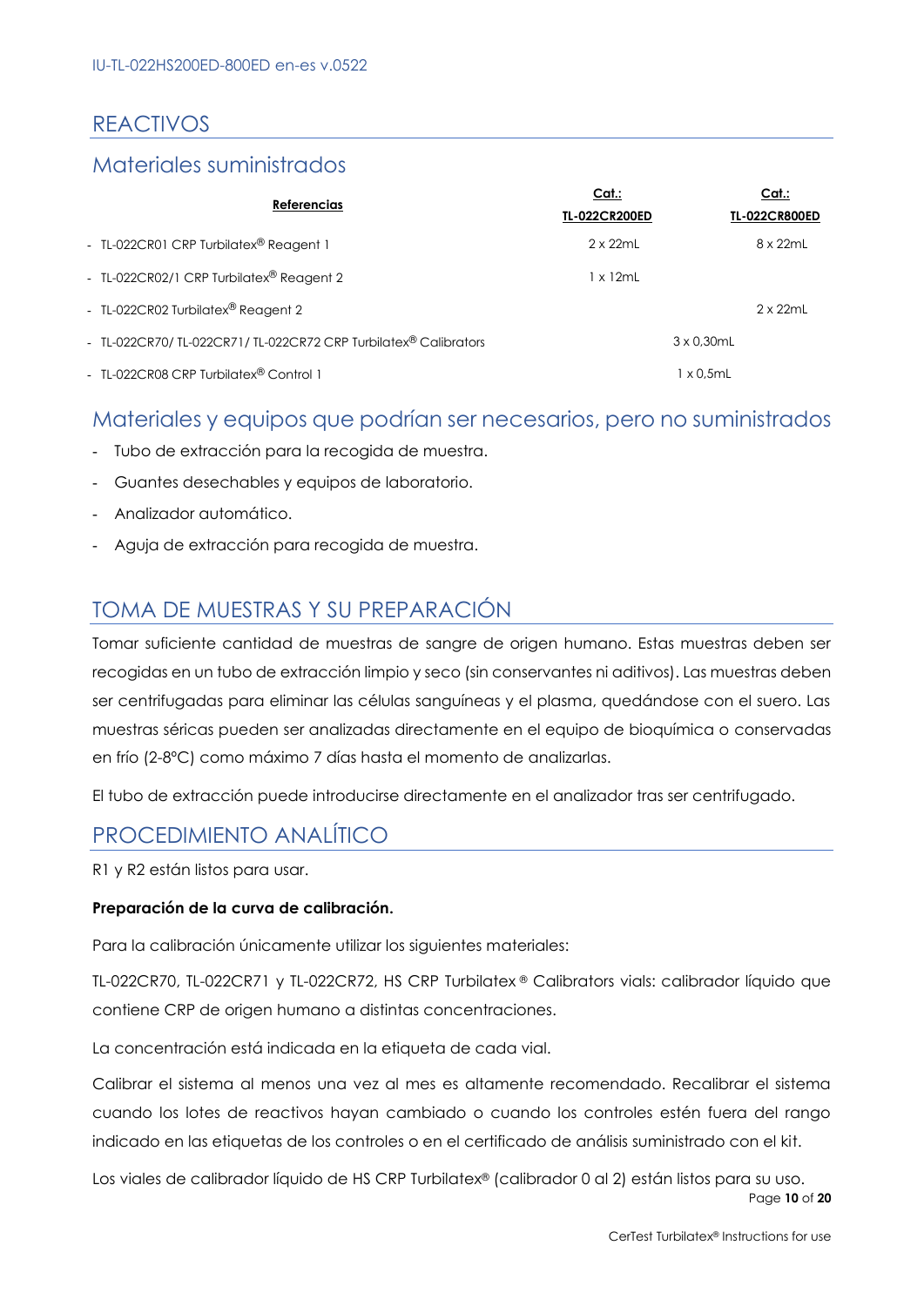# REACTIVOS

## Materiales suministrados

| Referencias | Cat.: TL-022CR200ED | Cat.: TL-022CR800ED |
|---|---|---|
| - TL-022CR01 CRP Turbilatex® Reagent 1 | 2 x 22mL | 8 x 22mL |
| - TL-022CR02/1 CRP Turbilatex® Reagent 2 | 1 x 12mL | |
| - TL-022CR02 Turbilatex® Reagent 2 | | 2 x 22mL |
| - TL-022CR70/ TL-022CR71/ TL-022CR72 CRP Turbilatex® Calibrators | 3 x 0,30mL | 3 x 0,30mL |
| - TL-022CR08 CRP Turbilatex® Control 1 | 1 x 0,5mL | 1 x 0,5mL |

## Materiales y equipos que podrían ser necesarios, pero no suministrados

- Tubo de extracción para la recogida de muestra.
- Guantes desechables y equipos de laboratorio.
- Analizador automático.
- Aguja de extracción para recogida de muestra.

# TOMA DE MUESTRAS Y SU PREPARACIÓN

Tomar suficiente cantidad de muestras de sangre de origen humano. Estas muestras deben ser recogidas en un tubo de extracción limpio y seco (sin conservantes ni aditivos). Las muestras deben ser centrifugadas para eliminar las células sanguíneas y el plasma, quedándose con el suero. Las muestras séricas pueden ser analizadas directamente en el equipo de bioquímica o conservadas en frío (2-8°C) como máximo 7 días hasta el momento de analizarlas.

El tubo de extracción puede introducirse directamente en el analizador tras ser centrifugado.

# PROCEDIMIENTO ANALÍTICO

R1 y R2 están listos para usar.

**Preparación de la curva de calibración.**

Para la calibración únicamente utilizar los siguientes materiales:

TL-022CR70, TL-022CR71 y TL-022CR72, HS CRP Turbilatex ® Calibrators vials: calibrador líquido que contiene CRP de origen humano a distintas concentraciones.

La concentración está indicada en la etiqueta de cada vial.

Calibrar el sistema al menos una vez al mes es altamente recomendado. Recalibrar el sistema cuando los lotes de reactivos hayan cambiado o cuando los controles estén fuera del rango indicado en las etiquetas de los controles o en el certificado de análisis suministrado con el kit.

Los viales de calibrador líquido de HS CRP Turbilatex® (calibrador 0 al 2) están listos para su uso.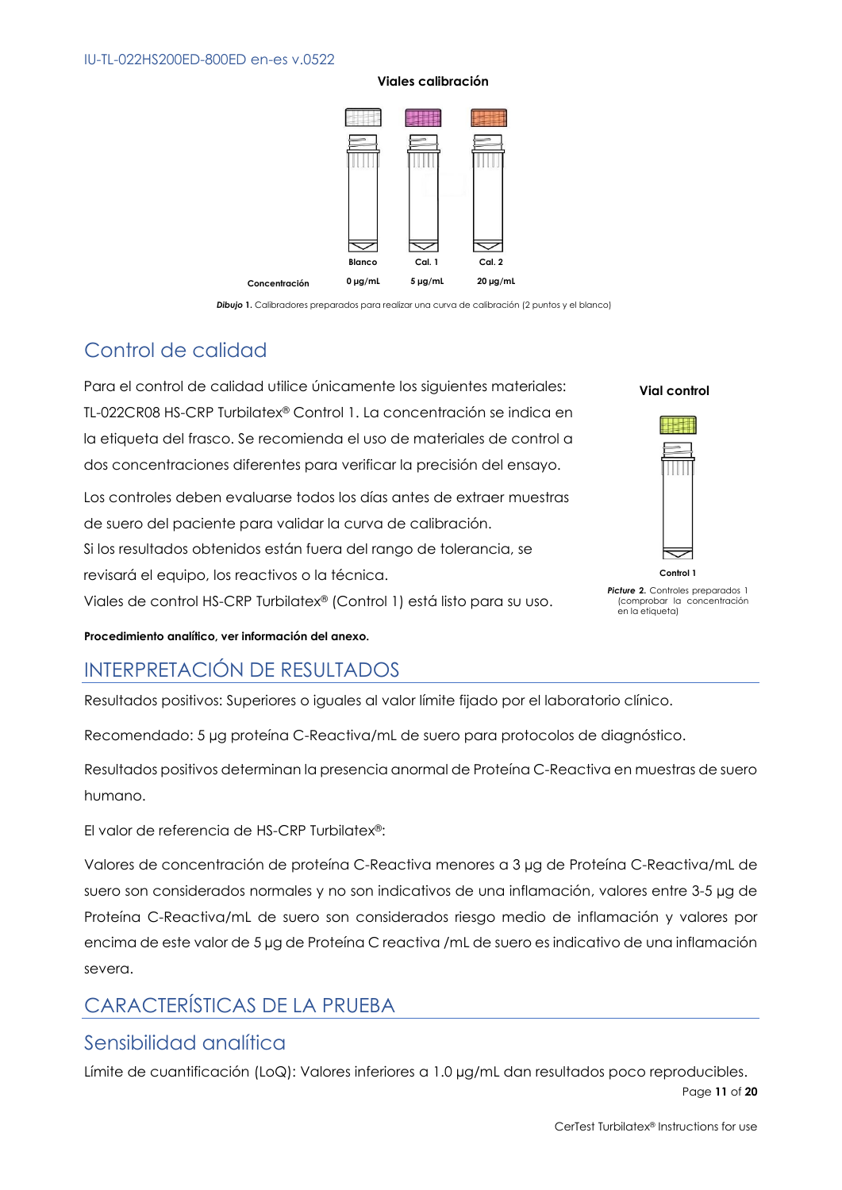**Viales calibración**

| | Blanco | Cal. 1 | Cal. 2 |
|---|---|---|---|
| Concentración | 0 µg/mL | 5 µg/mL | 20 µg/mL |

***Dibujo* 1.** Calibradores preparados para realizar una curva de calibración (2 puntos y el blanco)

# Control de calidad

Para el control de calidad utilice únicamente los siguientes materiales: TL-022CR08 HS-CRP Turbilatex® Control 1. La concentración se indica en la etiqueta del frasco. Se recomienda el uso de materiales de control a dos concentraciones diferentes para verificar la precisión del ensayo.

Los controles deben evaluarse todos los días antes de extraer muestras de suero del paciente para validar la curva de calibración.
Si los resultados obtenidos están fuera del rango de tolerancia, se revisará el equipo, los reactivos o la técnica.
Viales de control HS-CRP Turbilatex® (Control 1) está listo para su uso.

**Vial control**

Control 1

***Picture* 2.** Controles preparados 1 (comprobar la concentración en la etiqueta)

**Procedimiento analítico, ver información del anexo.**

# INTERPRETACIÓN DE RESULTADOS

Resultados positivos: Superiores o iguales al valor límite fijado por el laboratorio clínico.

Recomendado: 5 µg proteína C-Reactiva/mL de suero para protocolos de diagnóstico.

Resultados positivos determinan la presencia anormal de Proteína C-Reactiva en muestras de suero humano.

El valor de referencia de HS-CRP Turbilatex®:

Valores de concentración de proteína C-Reactiva menores a 3 µg de Proteína C-Reactiva/mL de suero son considerados normales y no son indicativos de una inflamación, valores entre 3-5 µg de Proteína C-Reactiva/mL de suero son considerados riesgo medio de inflamación y valores por encima de este valor de 5 µg de Proteína C reactiva /mL de suero es indicativo de una inflamación severa.

# CARACTERÍSTICAS DE LA PRUEBA

## Sensibilidad analítica

Límite de cuantificación (LoQ): Valores inferiores a 1.0 µg/mL dan resultados poco reproducibles.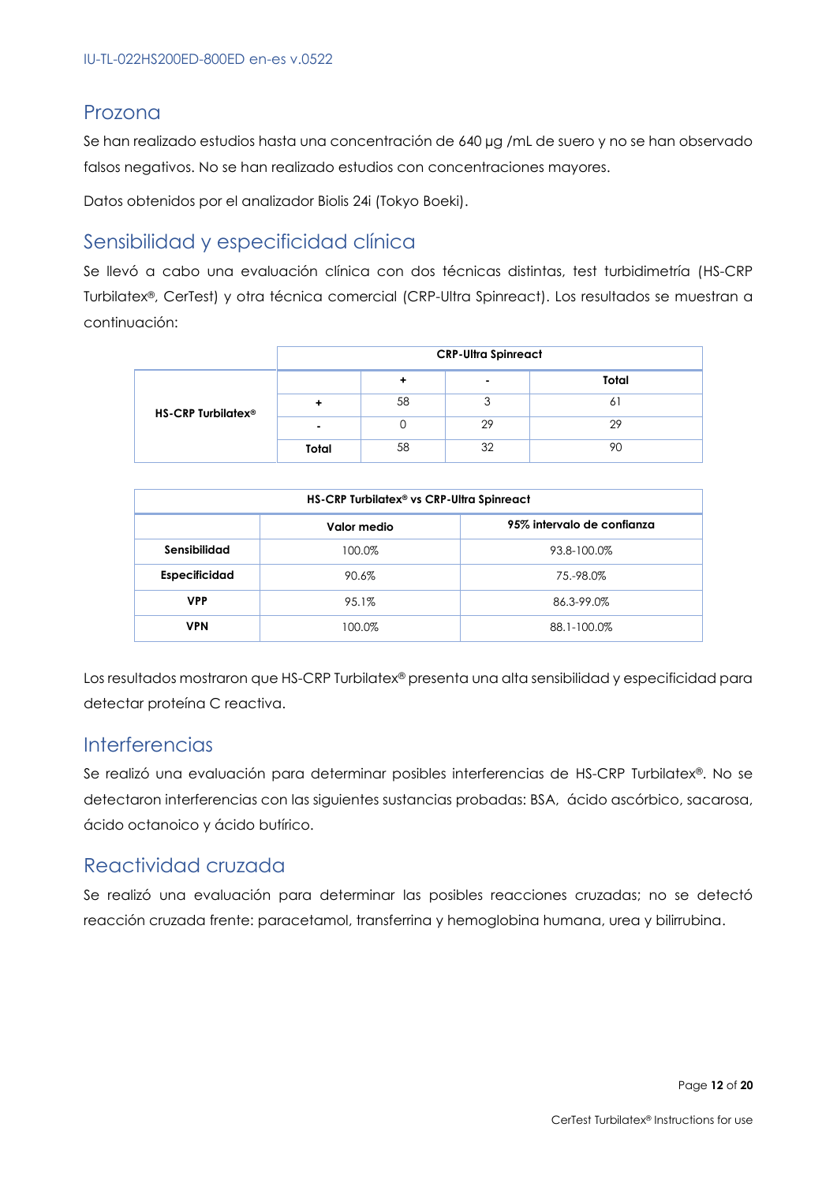## Prozona

Se han realizado estudios hasta una concentración de 640 µg /mL de suero y no se han observado falsos negativos. No se han realizado estudios con concentraciones mayores.

Datos obtenidos por el analizador Biolis 24i (Tokyo Boeki).

## Sensibilidad y especificidad clínica

Se llevó a cabo una evaluación clínica con dos técnicas distintas, test turbidimetría (HS-CRP Turbilatex®, CerTest) y otra técnica comercial (CRP-Ultra Spinreact). Los resultados se muestran a continuación:

| | | **CRP-Ultra Spinreact** | | |
|---|---|---|---|---|
| | | **+** | **-** | **Total** |
| **HS-CRP Turbilatex®** | **+** | 58 | 3 | 61 |
| | **-** | 0 | 29 | 29 |
| | **Total** | 58 | 32 | 90 |

| **HS-CRP Turbilatex® vs CRP-Ultra Spinreact** | | |
|---|---|---|
| | **Valor medio** | **95% intervalo de confianza** |
| **Sensibilidad** | 100.0% | 93.8-100.0% |
| **Especificidad** | 90.6% | 75.-98.0% |
| **VPP** | 95.1% | 86.3-99.0% |
| **VPN** | 100.0% | 88.1-100.0% |

Los resultados mostraron que HS-CRP Turbilatex® presenta una alta sensibilidad y especificidad para detectar proteína C reactiva.

## Interferencias

Se realizó una evaluación para determinar posibles interferencias de HS-CRP Turbilatex®. No se detectaron interferencias con las siguientes sustancias probadas: BSA, ácido ascórbico, sacarosa, ácido octanoico y ácido butírico.

## Reactividad cruzada

Se realizó una evaluación para determinar las posibles reacciones cruzadas; no se detectó reacción cruzada frente: paracetamol, transferrina y hemoglobina humana, urea y bilirrubina.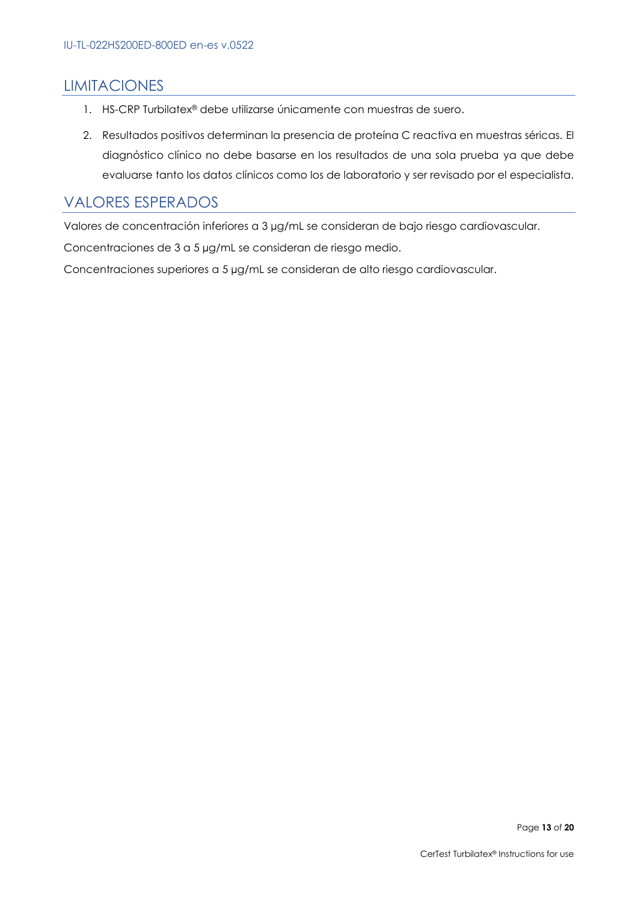## LIMITACIONES

1. HS-CRP Turbilatex® debe utilizarse únicamente con muestras de suero.
2. Resultados positivos determinan la presencia de proteína C reactiva en muestras séricas. El diagnóstico clínico no debe basarse en los resultados de una sola prueba ya que debe evaluarse tanto los datos clínicos como los de laboratorio y ser revisado por el especialista.

## VALORES ESPERADOS

Valores de concentración inferiores a 3 µg/mL se consideran de bajo riesgo cardiovascular.

Concentraciones de 3 a 5 µg/mL se consideran de riesgo medio.

Concentraciones superiores a 5 µg/mL se consideran de alto riesgo cardiovascular.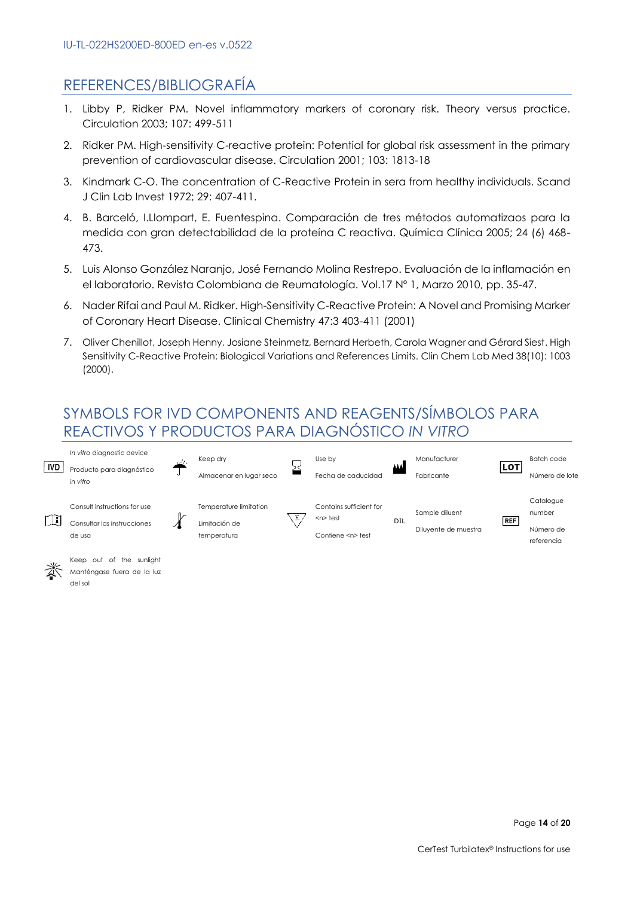## REFERENCES/BIBLIOGRAFÍA

1. Libby P, Ridker PM. Novel inflammatory markers of coronary risk. Theory versus practice. Circulation 2003; 107: 499-511
2. Ridker PM. High-sensitivity C-reactive protein: Potential for global risk assessment in the primary prevention of cardiovascular disease. Circulation 2001; 103: 1813-18
3. Kindmark C-O. The concentration of C-Reactive Protein in sera from healthy individuals. Scand J Clin Lab Invest 1972; 29: 407-411.
4. B. Barceló, I.Llompart, E. Fuentespina. Comparación de tres métodos automatizaos para la medida con gran detectabilidad de la proteína C reactiva. Química Clínica 2005; 24 (6) 468-473.
5. Luis Alonso González Naranjo, José Fernando Molina Restrepo. Evaluación de la inflamación en el laboratorio. Revista Colombiana de Reumatología. Vol.17 Nº 1, Marzo 2010, pp. 35-47.
6. Nader Rifai and Paul M. Ridker. High-Sensitivity C-Reactive Protein: A Novel and Promising Marker of Coronary Heart Disease. Clinical Chemistry 47:3 403-411 (2001)
7. Oliver Chenillot, Joseph Henny, Josiane Steinmetz, Bernard Herbeth, Carola Wagner and Gérard Siest. High Sensitivity C-Reactive Protein: Biological Variations and References Limits. Clin Chem Lab Med 38(10): 1003 (2000).

## SYMBOLS FOR IVD COMPONENTS AND REAGENTS/SÍMBOLOS PARA REACTIVOS Y PRODUCTOS PARA DIAGNÓSTICO *IN VITRO*

| Symbol | Meaning | Symbol | Meaning | Symbol | Meaning | Symbol | Meaning | Symbol | Meaning |
|---|---|---|---|---|---|---|---|---|---|
| IVD | *In vitro* diagnostic device / Producto para diagnóstico *in vitro* | | Keep dry / Almacenar en lugar seco | | Use by / Fecha de caducidad | | Manufacturer / Fabricante | LOT | Batch code / Número de lote |
| | Consult instructions for use / Consultar las instrucciones de uso | | Temperature limitation / Limitación de temperatura | Σ | Contains sufficient for <n> test / Contiene <n> test | DIL | Sample diluent / Diluyente de muestra | REF | Catalogue number / Número de referencia |
| | Keep out of the sunlight / Manténgase fuera de la luz del sol | | | | | | | | |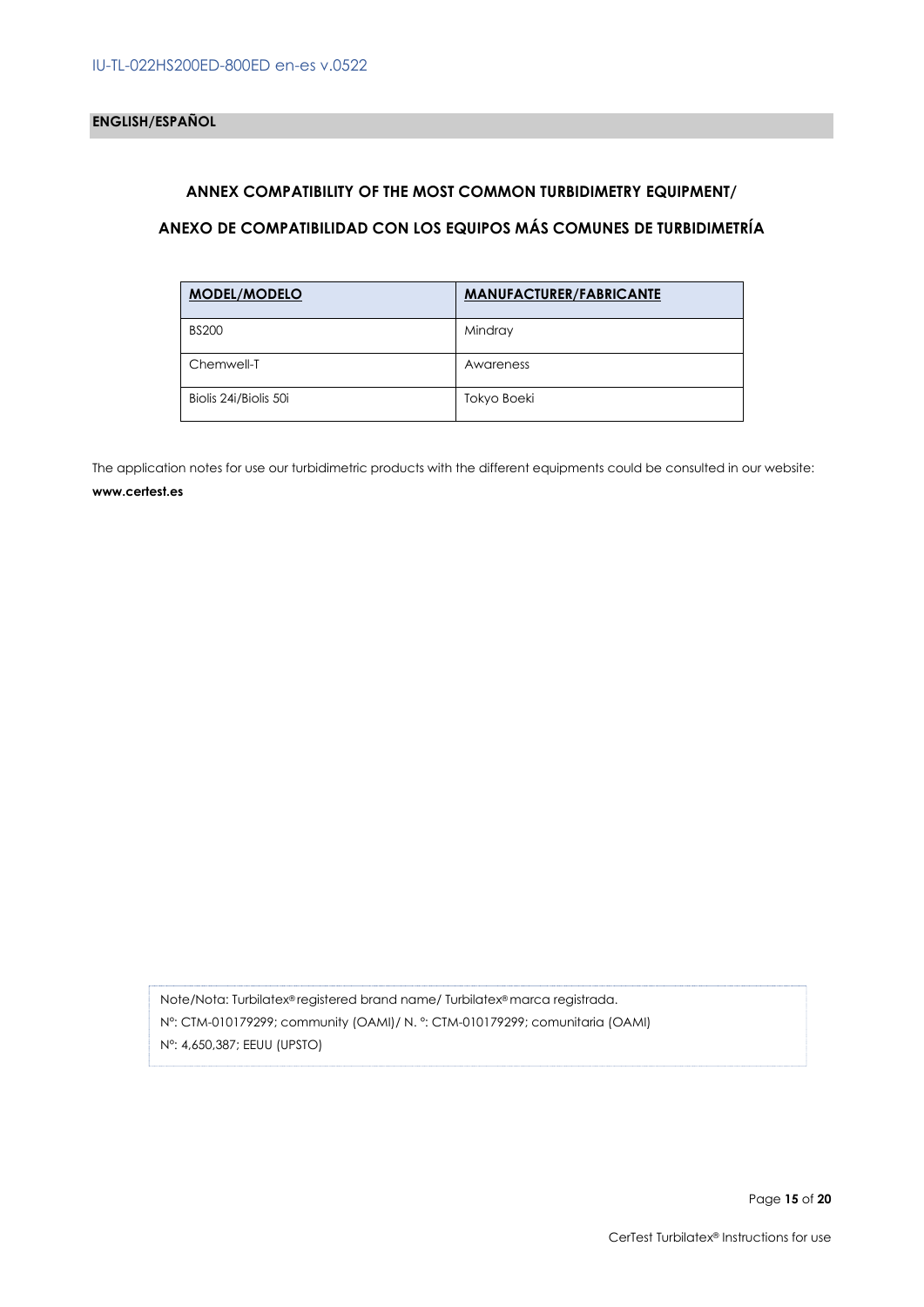**ENGLISH/ESPAÑOL**

## ANNEX COMPATIBILITY OF THE MOST COMMON TURBIDIMETRY EQUIPMENT/

## ANEXO DE COMPATIBILIDAD CON LOS EQUIPOS MÁS COMUNES DE TURBIDIMETRÍA

| MODEL/MODELO | MANUFACTURER/FABRICANTE |
| --- | --- |
| BS200 | Mindray |
| Chemwell-T | Awareness |
| Biolis 24i/Biolis 50i | Tokyo Boeki |

The application notes for use our turbidimetric products with the different equipments could be consulted in our website: **www.certest.es**

Note/Nota: Turbilatex® registered brand name/ Turbilatex® marca registrada.
Nº: CTM-010179299; community (OAMI)/ N. º: CTM-010179299; comunitaria (OAMI)
Nº: 4,650,387; EEUU (UPSTO)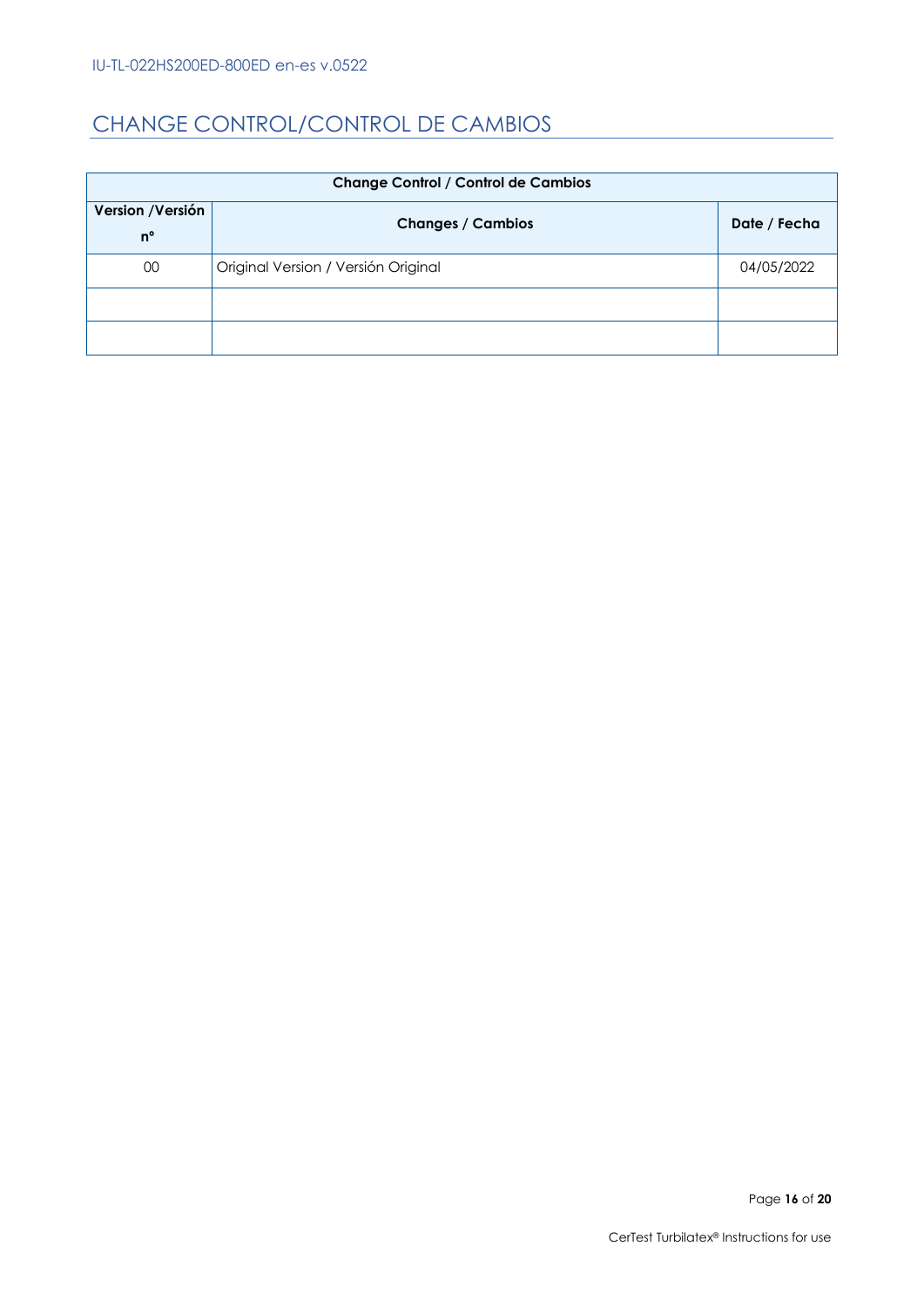# CHANGE CONTROL/CONTROL DE CAMBIOS

| Change Control / Control de Cambios | | |
|---|---|---|
| **Version /Versión nº** | **Changes / Cambios** | **Date / Fecha** |
| 00 | Original Version / Versión Original | 04/05/2022 |
| | | |
| | | |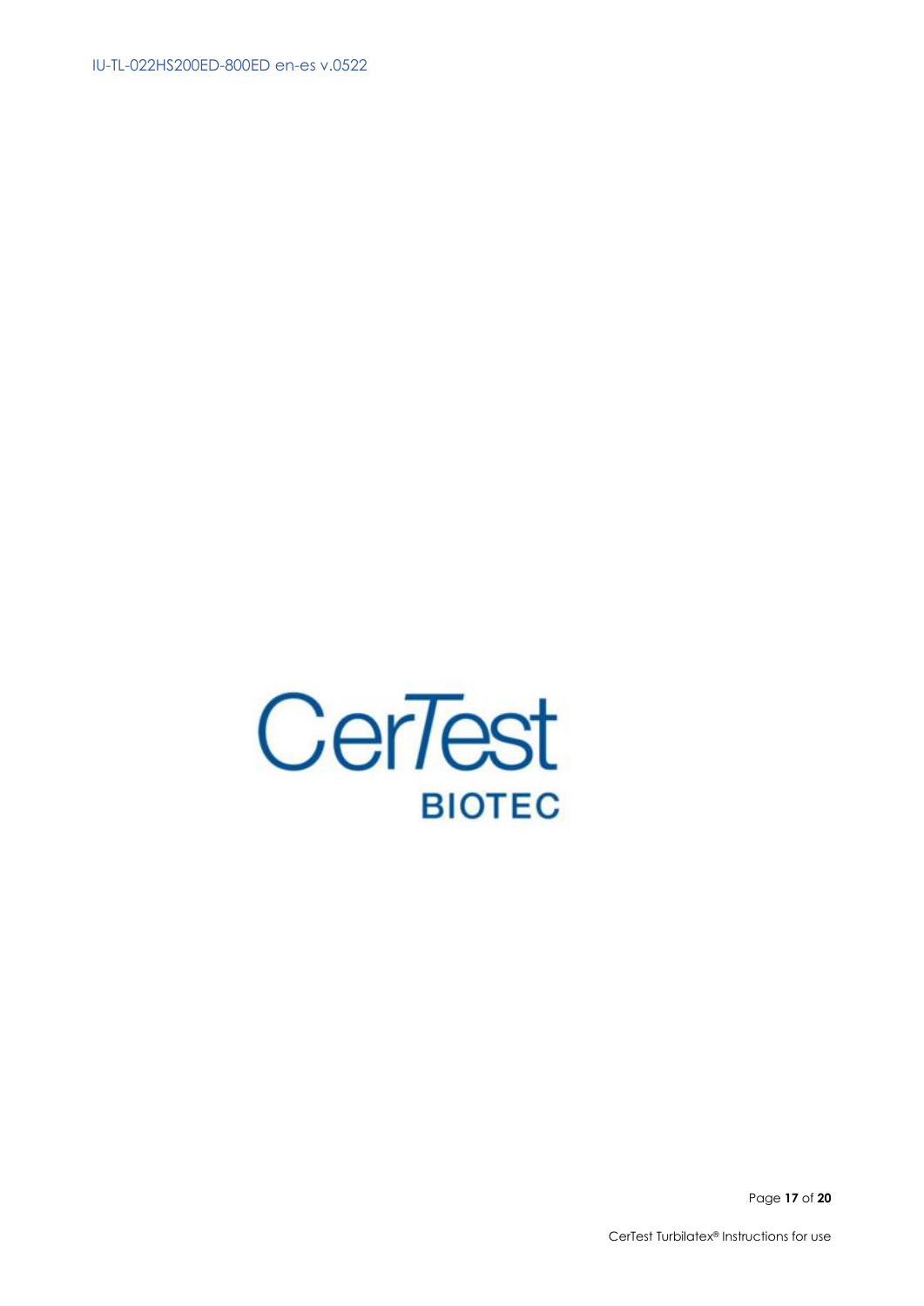CerTest

BIOTEC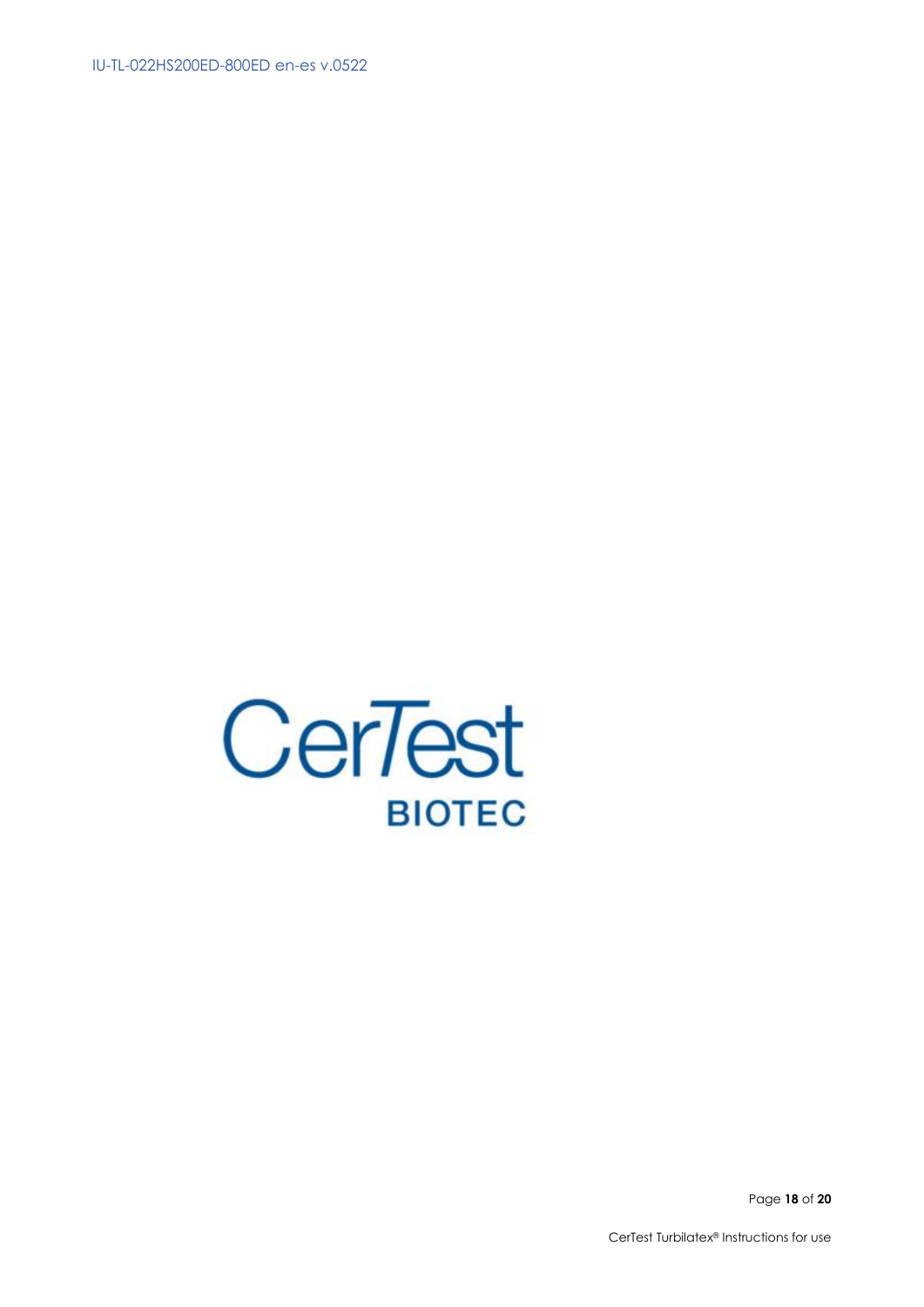CerTest

BIOTEC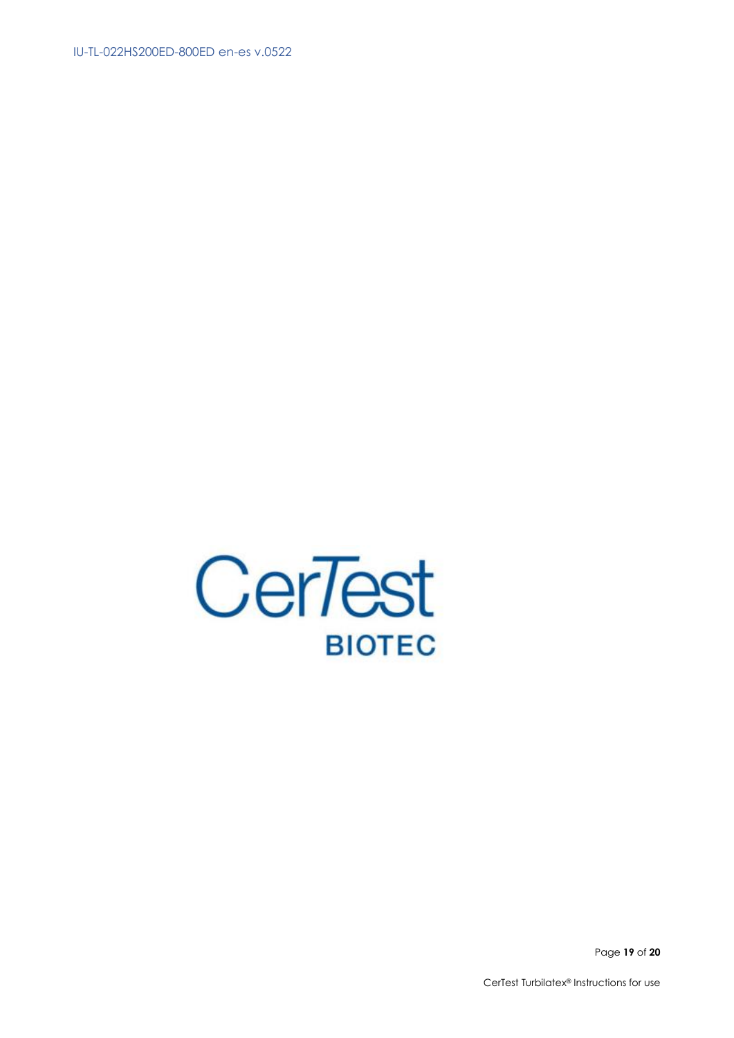CerTest

BIOTEC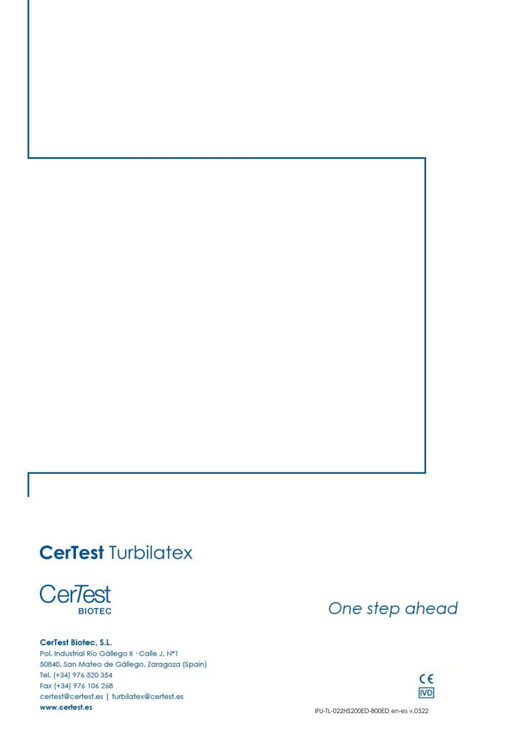**CerTest** Turbilatex

CerTest
BIOTEC

*One step ahead*

**CerTest Biotec, S.L.**
Pol. Industrial Río Gállego II · Calle J, Nº1
50840, San Mateo de Gállego, Zaragoza (Spain)
Tel. (+34) 976 520 354
Fax (+34) 976 106 268
certest@certest.es | turbilatex@certest.es
**www.certest.es**

CE
IVD

IFU-TL-022HS200ED-800ED en-es v.0522